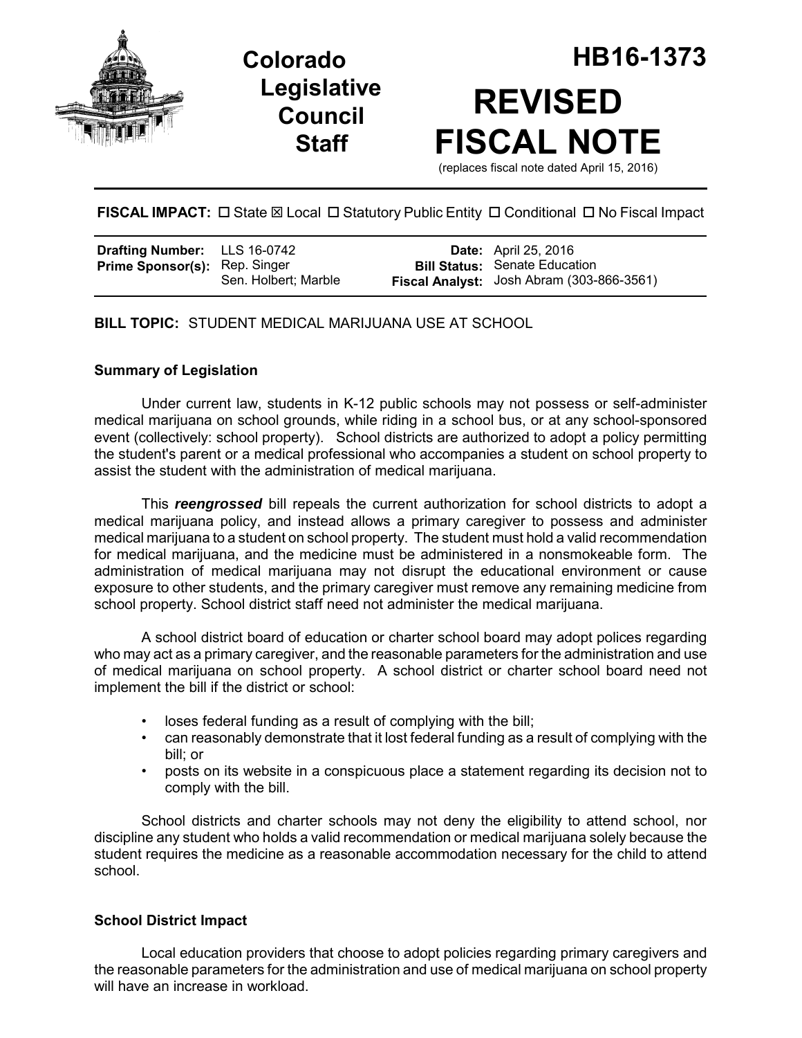**Colorado Legislative Council Staff**

# HB16-1373

# REVISED FISCAL NOTE

(replaces fiscal note dated April 15, 2016)

**FISCAL IMPACT:** ☐ State ☒ Local ☐ Statutory Public Entity ☐ Conditional ☐ No Fiscal Impact

| | | | |
|---|---|---|---|
| **Drafting Number:** | LLS 16-0742 | **Date:** | April 25, 2016 |
| **Prime Sponsor(s):** | Rep. Singer<br>Sen. Holbert; Marble | **Bill Status:** | Senate Education |
| | | **Fiscal Analyst:** | Josh Abram (303-866-3561) |

**BILL TOPIC:** STUDENT MEDICAL MARIJUANA USE AT SCHOOL

### Summary of Legislation

Under current law, students in K-12 public schools may not possess or self-administer medical marijuana on school grounds, while riding in a school bus, or at any school-sponsored event (collectively: school property). School districts are authorized to adopt a policy permitting the student's parent or a medical professional who accompanies a student on school property to assist the student with the administration of medical marijuana.

This ***reengrossed*** bill repeals the current authorization for school districts to adopt a medical marijuana policy, and instead allows a primary caregiver to possess and administer medical marijuana to a student on school property. The student must hold a valid recommendation for medical marijuana, and the medicine must be administered in a nonsmokeable form. The administration of medical marijuana may not disrupt the educational environment or cause exposure to other students, and the primary caregiver must remove any remaining medicine from school property. School district staff need not administer the medical marijuana.

A school district board of education or charter school board may adopt polices regarding who may act as a primary caregiver, and the reasonable parameters for the administration and use of medical marijuana on school property. A school district or charter school board need not implement the bill if the district or school:

- loses federal funding as a result of complying with the bill;
- can reasonably demonstrate that it lost federal funding as a result of complying with the bill; or
- posts on its website in a conspicuous place a statement regarding its decision not to comply with the bill.

School districts and charter schools may not deny the eligibility to attend school, nor discipline any student who holds a valid recommendation or medical marijuana solely because the student requires the medicine as a reasonable accommodation necessary for the child to attend school.

### School District Impact

Local education providers that choose to adopt policies regarding primary caregivers and the reasonable parameters for the administration and use of medical marijuana on school property will have an increase in workload.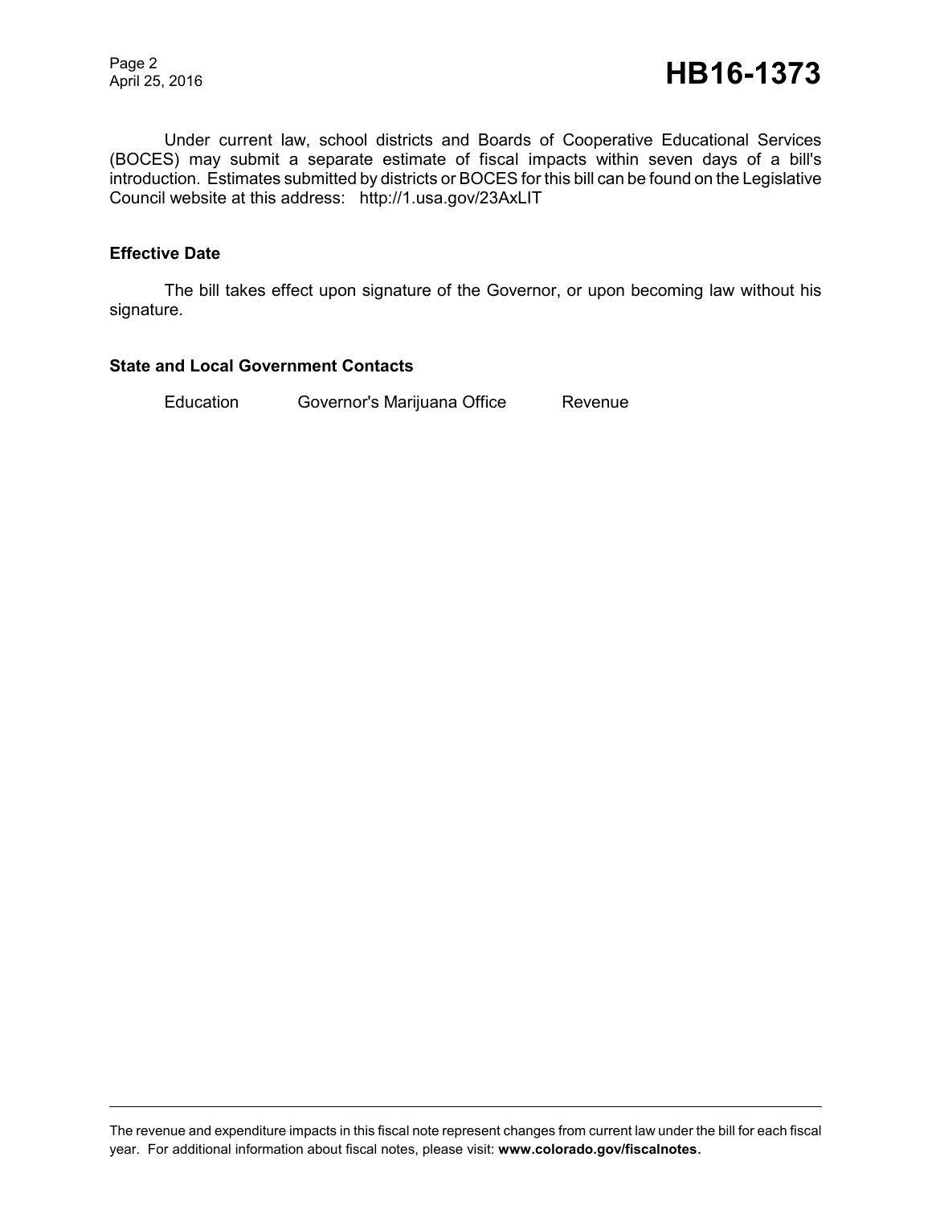Under current law, school districts and Boards of Cooperative Educational Services (BOCES) may submit a separate estimate of fiscal impacts within seven days of a bill's introduction. Estimates submitted by districts or BOCES for this bill can be found on the Legislative Council website at this address: http://1.usa.gov/23AxLIT

### Effective Date

The bill takes effect upon signature of the Governor, or upon becoming law without his signature.

### State and Local Government Contacts

| | | |
|---|---|---|
| Education | Governor's Marijuana Office | Revenue |

The revenue and expenditure impacts in this fiscal note represent changes from current law under the bill for each fiscal year. For additional information about fiscal notes, please visit: **www.colorado.gov/fiscalnotes.**